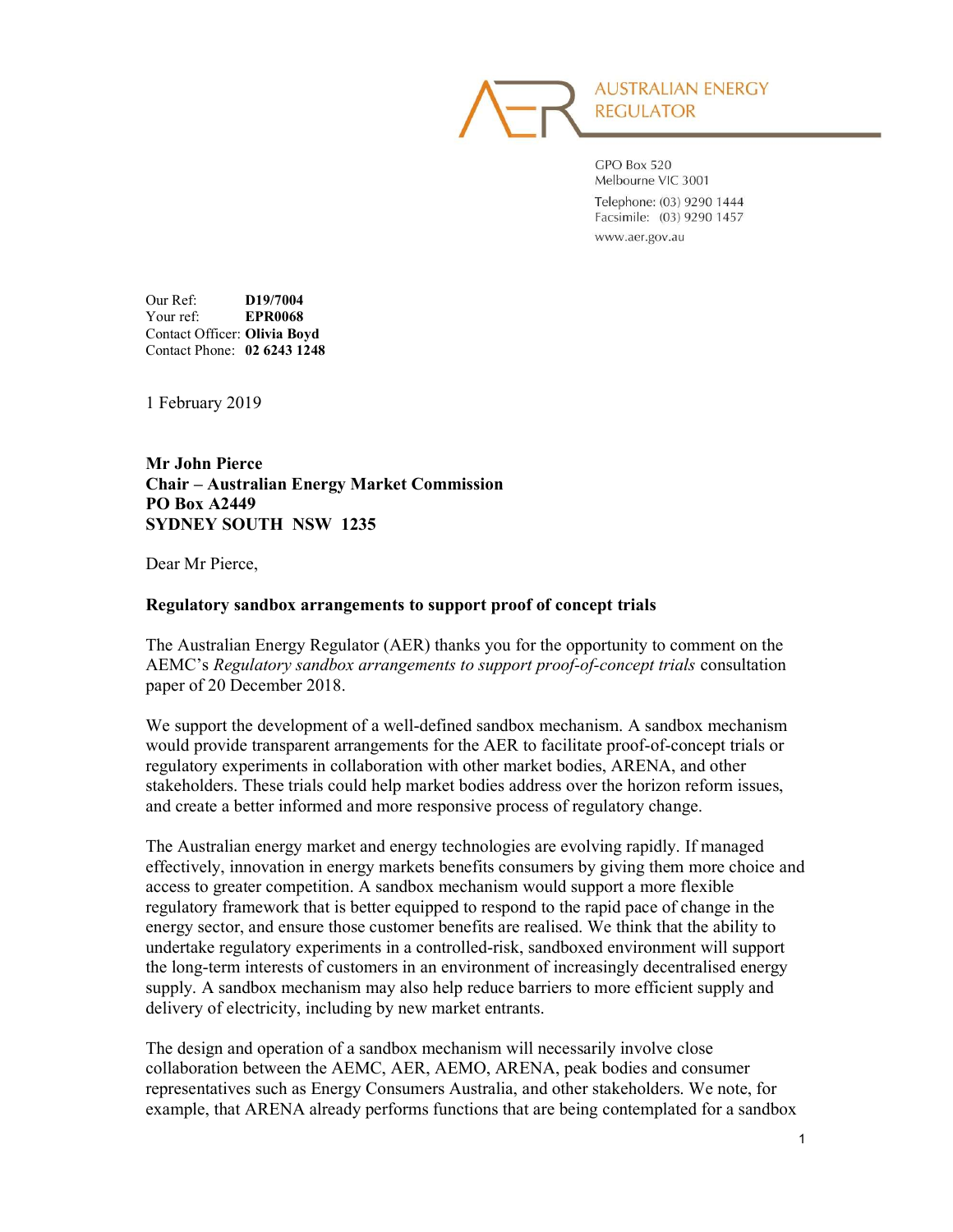AUSTRALIAN ENERGY REGULATOR

GPO Box 520
Melbourne VIC 3001
Telephone: (03) 9290 1444
Facsimile: (03) 9290 1457
www.aer.gov.au

Our Ref: **D19/7004**
Your ref: **EPR0068**
Contact Officer: **Olivia Boyd**
Contact Phone: **02 6243 1248**

1 February 2019

**Mr John Pierce**
**Chair – Australian Energy Market Commission**
**PO Box A2449**
**SYDNEY SOUTH NSW 1235**

Dear Mr Pierce,

**Regulatory sandbox arrangements to support proof of concept trials**

The Australian Energy Regulator (AER) thanks you for the opportunity to comment on the AEMC's *Regulatory sandbox arrangements to support proof-of-concept trials* consultation paper of 20 December 2018.

We support the development of a well-defined sandbox mechanism. A sandbox mechanism would provide transparent arrangements for the AER to facilitate proof-of-concept trials or regulatory experiments in collaboration with other market bodies, ARENA, and other stakeholders. These trials could help market bodies address over the horizon reform issues, and create a better informed and more responsive process of regulatory change.

The Australian energy market and energy technologies are evolving rapidly. If managed effectively, innovation in energy markets benefits consumers by giving them more choice and access to greater competition. A sandbox mechanism would support a more flexible regulatory framework that is better equipped to respond to the rapid pace of change in the energy sector, and ensure those customer benefits are realised. We think that the ability to undertake regulatory experiments in a controlled-risk, sandboxed environment will support the long-term interests of customers in an environment of increasingly decentralised energy supply. A sandbox mechanism may also help reduce barriers to more efficient supply and delivery of electricity, including by new market entrants.

The design and operation of a sandbox mechanism will necessarily involve close collaboration between the AEMC, AER, AEMO, ARENA, peak bodies and consumer representatives such as Energy Consumers Australia, and other stakeholders. We note, for example, that ARENA already performs functions that are being contemplated for a sandbox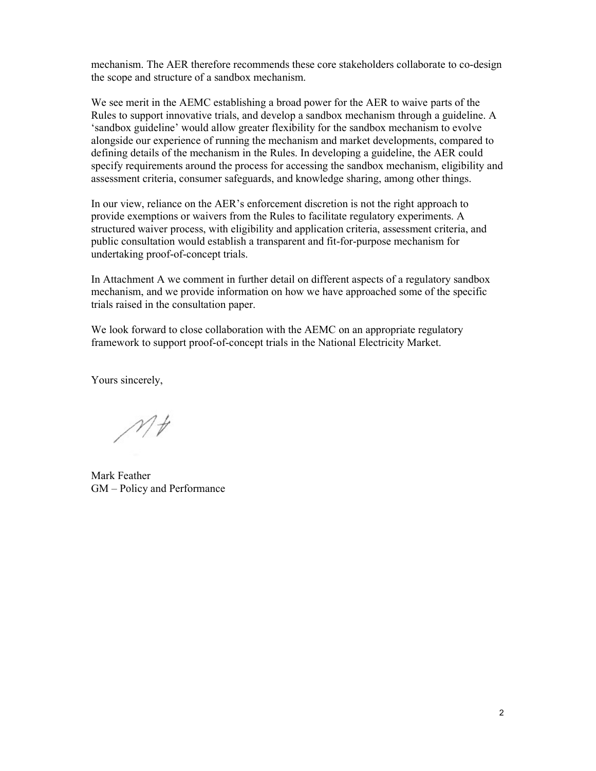mechanism. The AER therefore recommends these core stakeholders collaborate to co-design the scope and structure of a sandbox mechanism.

We see merit in the AEMC establishing a broad power for the AER to waive parts of the Rules to support innovative trials, and develop a sandbox mechanism through a guideline. A 'sandbox guideline' would allow greater flexibility for the sandbox mechanism to evolve alongside our experience of running the mechanism and market developments, compared to defining details of the mechanism in the Rules. In developing a guideline, the AER could specify requirements around the process for accessing the sandbox mechanism, eligibility and assessment criteria, consumer safeguards, and knowledge sharing, among other things.

In our view, reliance on the AER's enforcement discretion is not the right approach to provide exemptions or waivers from the Rules to facilitate regulatory experiments. A structured waiver process, with eligibility and application criteria, assessment criteria, and public consultation would establish a transparent and fit-for-purpose mechanism for undertaking proof-of-concept trials.

In Attachment A we comment in further detail on different aspects of a regulatory sandbox mechanism, and we provide information on how we have approached some of the specific trials raised in the consultation paper.

We look forward to close collaboration with the AEMC on an appropriate regulatory framework to support proof-of-concept trials in the National Electricity Market.

Yours sincerely,

Mark Feather
GM – Policy and Performance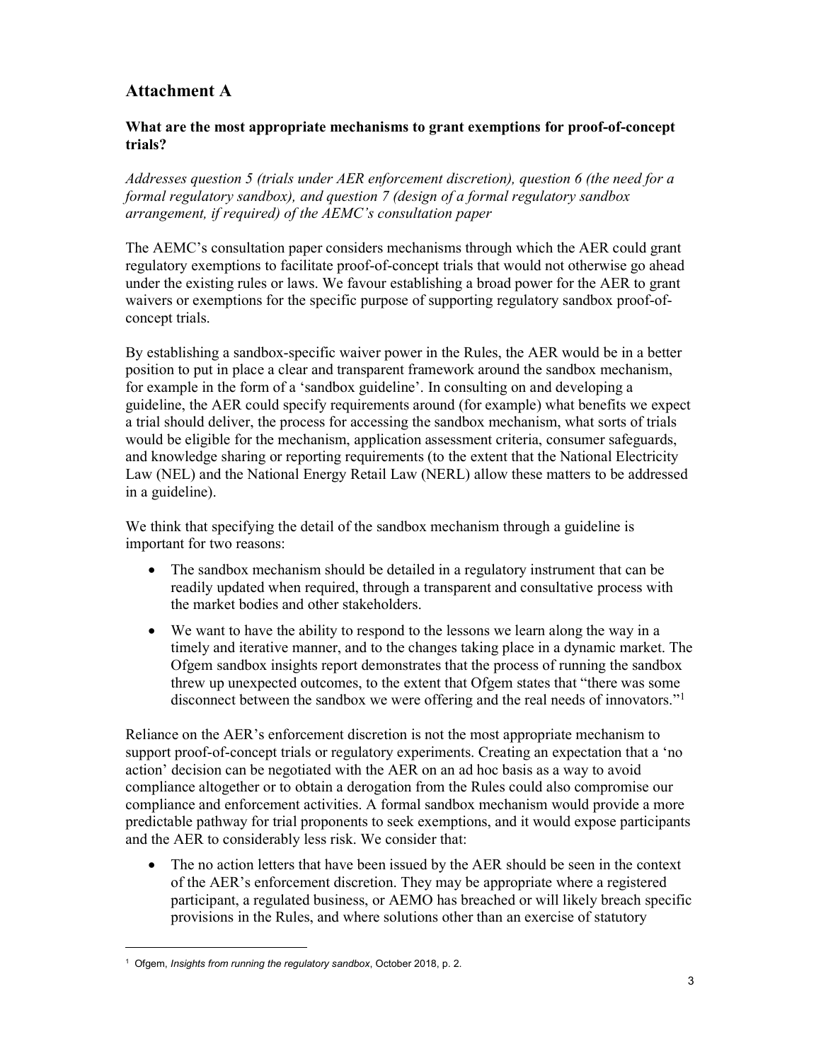## Attachment A

### What are the most appropriate mechanisms to grant exemptions for proof-of-concept trials?

*Addresses question 5 (trials under AER enforcement discretion), question 6 (the need for a formal regulatory sandbox), and question 7 (design of a formal regulatory sandbox arrangement, if required) of the AEMC's consultation paper*

The AEMC's consultation paper considers mechanisms through which the AER could grant regulatory exemptions to facilitate proof-of-concept trials that would not otherwise go ahead under the existing rules or laws. We favour establishing a broad power for the AER to grant waivers or exemptions for the specific purpose of supporting regulatory sandbox proof-of-concept trials.

By establishing a sandbox-specific waiver power in the Rules, the AER would be in a better position to put in place a clear and transparent framework around the sandbox mechanism, for example in the form of a 'sandbox guideline'. In consulting on and developing a guideline, the AER could specify requirements around (for example) what benefits we expect a trial should deliver, the process for accessing the sandbox mechanism, what sorts of trials would be eligible for the mechanism, application assessment criteria, consumer safeguards, and knowledge sharing or reporting requirements (to the extent that the National Electricity Law (NEL) and the National Energy Retail Law (NERL) allow these matters to be addressed in a guideline).

We think that specifying the detail of the sandbox mechanism through a guideline is important for two reasons:

- The sandbox mechanism should be detailed in a regulatory instrument that can be readily updated when required, through a transparent and consultative process with the market bodies and other stakeholders.
- We want to have the ability to respond to the lessons we learn along the way in a timely and iterative manner, and to the changes taking place in a dynamic market. The Ofgem sandbox insights report demonstrates that the process of running the sandbox threw up unexpected outcomes, to the extent that Ofgem states that "there was some disconnect between the sandbox we were offering and the real needs of innovators."[1]

Reliance on the AER's enforcement discretion is not the most appropriate mechanism to support proof-of-concept trials or regulatory experiments. Creating an expectation that a 'no action' decision can be negotiated with the AER on an ad hoc basis as a way to avoid compliance altogether or to obtain a derogation from the Rules could also compromise our compliance and enforcement activities. A formal sandbox mechanism would provide a more predictable pathway for trial proponents to seek exemptions, and it would expose participants and the AER to considerably less risk. We consider that:

- The no action letters that have been issued by the AER should be seen in the context of the AER's enforcement discretion. They may be appropriate where a registered participant, a regulated business, or AEMO has breached or will likely breach specific provisions in the Rules, and where solutions other than an exercise of statutory

[1] Ofgem, *Insights from running the regulatory sandbox*, October 2018, p. 2.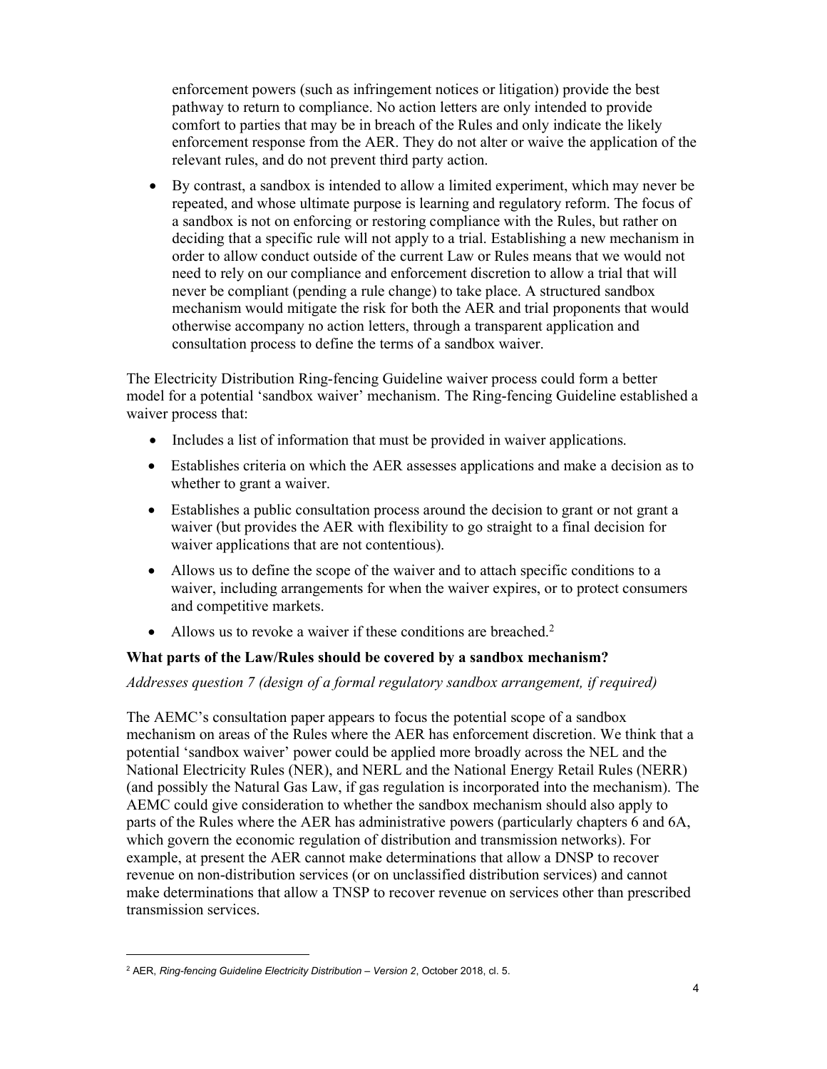enforcement powers (such as infringement notices or litigation) provide the best pathway to return to compliance. No action letters are only intended to provide comfort to parties that may be in breach of the Rules and only indicate the likely enforcement response from the AER. They do not alter or waive the application of the relevant rules, and do not prevent third party action.

- By contrast, a sandbox is intended to allow a limited experiment, which may never be repeated, and whose ultimate purpose is learning and regulatory reform. The focus of a sandbox is not on enforcing or restoring compliance with the Rules, but rather on deciding that a specific rule will not apply to a trial. Establishing a new mechanism in order to allow conduct outside of the current Law or Rules means that we would not need to rely on our compliance and enforcement discretion to allow a trial that will never be compliant (pending a rule change) to take place. A structured sandbox mechanism would mitigate the risk for both the AER and trial proponents that would otherwise accompany no action letters, through a transparent application and consultation process to define the terms of a sandbox waiver.

The Electricity Distribution Ring-fencing Guideline waiver process could form a better model for a potential 'sandbox waiver' mechanism. The Ring-fencing Guideline established a waiver process that:

- Includes a list of information that must be provided in waiver applications.
- Establishes criteria on which the AER assesses applications and make a decision as to whether to grant a waiver.
- Establishes a public consultation process around the decision to grant or not grant a waiver (but provides the AER with flexibility to go straight to a final decision for waiver applications that are not contentious).
- Allows us to define the scope of the waiver and to attach specific conditions to a waiver, including arrangements for when the waiver expires, or to protect consumers and competitive markets.
- Allows us to revoke a waiver if these conditions are breached.[2]

**What parts of the Law/Rules should be covered by a sandbox mechanism?**

*Addresses question 7 (design of a formal regulatory sandbox arrangement, if required)*

The AEMC's consultation paper appears to focus the potential scope of a sandbox mechanism on areas of the Rules where the AER has enforcement discretion. We think that a potential 'sandbox waiver' power could be applied more broadly across the NEL and the National Electricity Rules (NER), and NERL and the National Energy Retail Rules (NERR) (and possibly the Natural Gas Law, if gas regulation is incorporated into the mechanism). The AEMC could give consideration to whether the sandbox mechanism should also apply to parts of the Rules where the AER has administrative powers (particularly chapters 6 and 6A, which govern the economic regulation of distribution and transmission networks). For example, at present the AER cannot make determinations that allow a DNSP to recover revenue on non-distribution services (or on unclassified distribution services) and cannot make determinations that allow a TNSP to recover revenue on services other than prescribed transmission services.

[2] AER, *Ring-fencing Guideline Electricity Distribution – Version 2*, October 2018, cl. 5.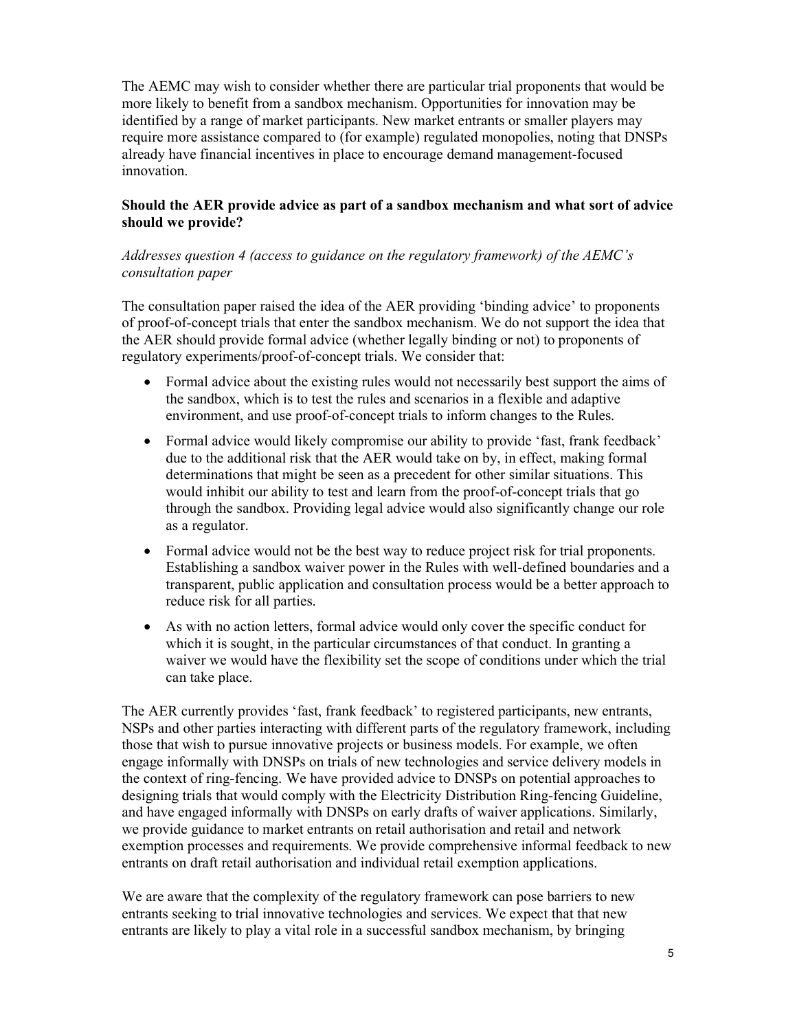The AEMC may wish to consider whether there are particular trial proponents that would be more likely to benefit from a sandbox mechanism. Opportunities for innovation may be identified by a range of market participants. New market entrants or smaller players may require more assistance compared to (for example) regulated monopolies, noting that DNSPs already have financial incentives in place to encourage demand management-focused innovation.

### Should the AER provide advice as part of a sandbox mechanism and what sort of advice should we provide?

*Addresses question 4 (access to guidance on the regulatory framework) of the AEMC's consultation paper*

The consultation paper raised the idea of the AER providing 'binding advice' to proponents of proof-of-concept trials that enter the sandbox mechanism. We do not support the idea that the AER should provide formal advice (whether legally binding or not) to proponents of regulatory experiments/proof-of-concept trials. We consider that:

- Formal advice about the existing rules would not necessarily best support the aims of the sandbox, which is to test the rules and scenarios in a flexible and adaptive environment, and use proof-of-concept trials to inform changes to the Rules.
- Formal advice would likely compromise our ability to provide 'fast, frank feedback' due to the additional risk that the AER would take on by, in effect, making formal determinations that might be seen as a precedent for other similar situations. This would inhibit our ability to test and learn from the proof-of-concept trials that go through the sandbox. Providing legal advice would also significantly change our role as a regulator.
- Formal advice would not be the best way to reduce project risk for trial proponents. Establishing a sandbox waiver power in the Rules with well-defined boundaries and a transparent, public application and consultation process would be a better approach to reduce risk for all parties.
- As with no action letters, formal advice would only cover the specific conduct for which it is sought, in the particular circumstances of that conduct. In granting a waiver we would have the flexibility set the scope of conditions under which the trial can take place.

The AER currently provides 'fast, frank feedback' to registered participants, new entrants, NSPs and other parties interacting with different parts of the regulatory framework, including those that wish to pursue innovative projects or business models. For example, we often engage informally with DNSPs on trials of new technologies and service delivery models in the context of ring-fencing. We have provided advice to DNSPs on potential approaches to designing trials that would comply with the Electricity Distribution Ring-fencing Guideline, and have engaged informally with DNSPs on early drafts of waiver applications. Similarly, we provide guidance to market entrants on retail authorisation and retail and network exemption processes and requirements. We provide comprehensive informal feedback to new entrants on draft retail authorisation and individual retail exemption applications.

We are aware that the complexity of the regulatory framework can pose barriers to new entrants seeking to trial innovative technologies and services. We expect that that new entrants are likely to play a vital role in a successful sandbox mechanism, by bringing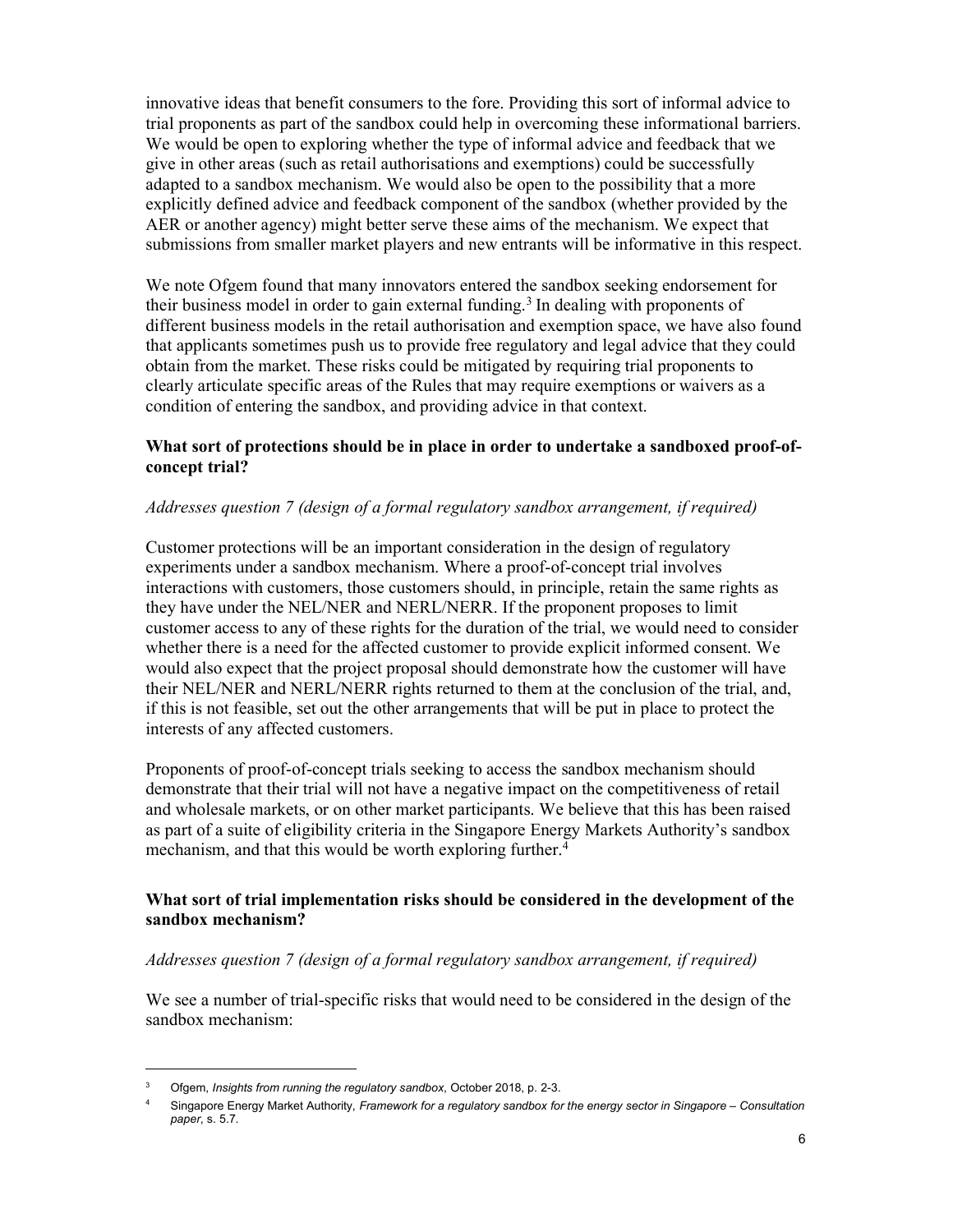innovative ideas that benefit consumers to the fore. Providing this sort of informal advice to trial proponents as part of the sandbox could help in overcoming these informational barriers. We would be open to exploring whether the type of informal advice and feedback that we give in other areas (such as retail authorisations and exemptions) could be successfully adapted to a sandbox mechanism. We would also be open to the possibility that a more explicitly defined advice and feedback component of the sandbox (whether provided by the AER or another agency) might better serve these aims of the mechanism. We expect that submissions from smaller market players and new entrants will be informative in this respect.

We note Ofgem found that many innovators entered the sandbox seeking endorsement for their business model in order to gain external funding.[3] In dealing with proponents of different business models in the retail authorisation and exemption space, we have also found that applicants sometimes push us to provide free regulatory and legal advice that they could obtain from the market. These risks could be mitigated by requiring trial proponents to clearly articulate specific areas of the Rules that may require exemptions or waivers as a condition of entering the sandbox, and providing advice in that context.

### What sort of protections should be in place in order to undertake a sandboxed proof-of-concept trial?

*Addresses question 7 (design of a formal regulatory sandbox arrangement, if required)*

Customer protections will be an important consideration in the design of regulatory experiments under a sandbox mechanism. Where a proof-of-concept trial involves interactions with customers, those customers should, in principle, retain the same rights as they have under the NEL/NER and NERL/NERR. If the proponent proposes to limit customer access to any of these rights for the duration of the trial, we would need to consider whether there is a need for the affected customer to provide explicit informed consent. We would also expect that the project proposal should demonstrate how the customer will have their NEL/NER and NERL/NERR rights returned to them at the conclusion of the trial, and, if this is not feasible, set out the other arrangements that will be put in place to protect the interests of any affected customers.

Proponents of proof-of-concept trials seeking to access the sandbox mechanism should demonstrate that their trial will not have a negative impact on the competitiveness of retail and wholesale markets, or on other market participants. We believe that this has been raised as part of a suite of eligibility criteria in the Singapore Energy Markets Authority's sandbox mechanism, and that this would be worth exploring further.[4]

### What sort of trial implementation risks should be considered in the development of the sandbox mechanism?

*Addresses question 7 (design of a formal regulatory sandbox arrangement, if required)*

We see a number of trial-specific risks that would need to be considered in the design of the sandbox mechanism:

---

[3] Ofgem, *Insights from running the regulatory sandbox*, October 2018, p. 2-3.

[4] Singapore Energy Market Authority, *Framework for a regulatory sandbox for the energy sector in Singapore – Consultation paper*, s. 5.7.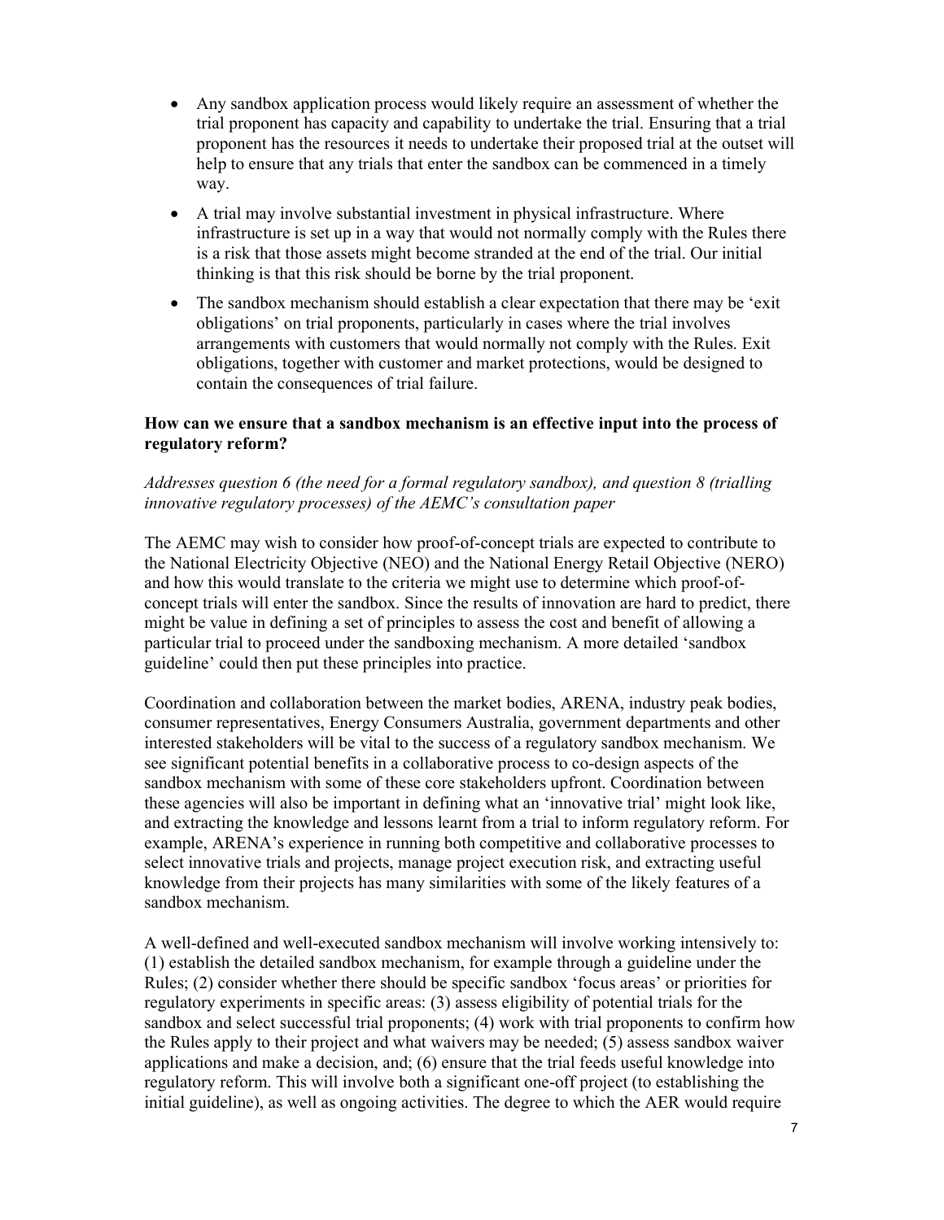- Any sandbox application process would likely require an assessment of whether the trial proponent has capacity and capability to undertake the trial. Ensuring that a trial proponent has the resources it needs to undertake their proposed trial at the outset will help to ensure that any trials that enter the sandbox can be commenced in a timely way.
- A trial may involve substantial investment in physical infrastructure. Where infrastructure is set up in a way that would not normally comply with the Rules there is a risk that those assets might become stranded at the end of the trial. Our initial thinking is that this risk should be borne by the trial proponent.
- The sandbox mechanism should establish a clear expectation that there may be 'exit obligations' on trial proponents, particularly in cases where the trial involves arrangements with customers that would normally not comply with the Rules. Exit obligations, together with customer and market protections, would be designed to contain the consequences of trial failure.

**How can we ensure that a sandbox mechanism is an effective input into the process of regulatory reform?**

*Addresses question 6 (the need for a formal regulatory sandbox), and question 8 (trialling innovative regulatory processes) of the AEMC's consultation paper*

The AEMC may wish to consider how proof-of-concept trials are expected to contribute to the National Electricity Objective (NEO) and the National Energy Retail Objective (NERO) and how this would translate to the criteria we might use to determine which proof-of-concept trials will enter the sandbox. Since the results of innovation are hard to predict, there might be value in defining a set of principles to assess the cost and benefit of allowing a particular trial to proceed under the sandboxing mechanism. A more detailed 'sandbox guideline' could then put these principles into practice.

Coordination and collaboration between the market bodies, ARENA, industry peak bodies, consumer representatives, Energy Consumers Australia, government departments and other interested stakeholders will be vital to the success of a regulatory sandbox mechanism. We see significant potential benefits in a collaborative process to co-design aspects of the sandbox mechanism with some of these core stakeholders upfront. Coordination between these agencies will also be important in defining what an 'innovative trial' might look like, and extracting the knowledge and lessons learnt from a trial to inform regulatory reform. For example, ARENA's experience in running both competitive and collaborative processes to select innovative trials and projects, manage project execution risk, and extracting useful knowledge from their projects has many similarities with some of the likely features of a sandbox mechanism.

A well-defined and well-executed sandbox mechanism will involve working intensively to: (1) establish the detailed sandbox mechanism, for example through a guideline under the Rules; (2) consider whether there should be specific sandbox 'focus areas' or priorities for regulatory experiments in specific areas: (3) assess eligibility of potential trials for the sandbox and select successful trial proponents; (4) work with trial proponents to confirm how the Rules apply to their project and what waivers may be needed; (5) assess sandbox waiver applications and make a decision, and; (6) ensure that the trial feeds useful knowledge into regulatory reform. This will involve both a significant one-off project (to establishing the initial guideline), as well as ongoing activities. The degree to which the AER would require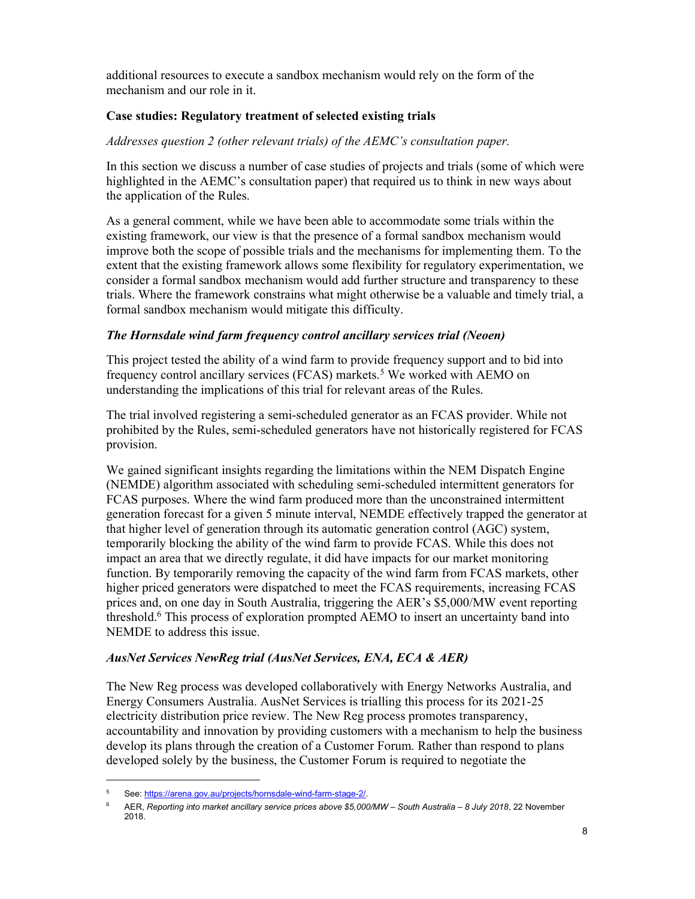additional resources to execute a sandbox mechanism would rely on the form of the mechanism and our role in it.

**Case studies: Regulatory treatment of selected existing trials**

*Addresses question 2 (other relevant trials) of the AEMC's consultation paper.*

In this section we discuss a number of case studies of projects and trials (some of which were highlighted in the AEMC's consultation paper) that required us to think in new ways about the application of the Rules.

As a general comment, while we have been able to accommodate some trials within the existing framework, our view is that the presence of a formal sandbox mechanism would improve both the scope of possible trials and the mechanisms for implementing them. To the extent that the existing framework allows some flexibility for regulatory experimentation, we consider a formal sandbox mechanism would add further structure and transparency to these trials. Where the framework constrains what might otherwise be a valuable and timely trial, a formal sandbox mechanism would mitigate this difficulty.

***The Hornsdale wind farm frequency control ancillary services trial (Neoen)***

This project tested the ability of a wind farm to provide frequency support and to bid into frequency control ancillary services (FCAS) markets.[5] We worked with AEMO on understanding the implications of this trial for relevant areas of the Rules.

The trial involved registering a semi-scheduled generator as an FCAS provider. While not prohibited by the Rules, semi-scheduled generators have not historically registered for FCAS provision.

We gained significant insights regarding the limitations within the NEM Dispatch Engine (NEMDE) algorithm associated with scheduling semi-scheduled intermittent generators for FCAS purposes. Where the wind farm produced more than the unconstrained intermittent generation forecast for a given 5 minute interval, NEMDE effectively trapped the generator at that higher level of generation through its automatic generation control (AGC) system, temporarily blocking the ability of the wind farm to provide FCAS. While this does not impact an area that we directly regulate, it did have impacts for our market monitoring function. By temporarily removing the capacity of the wind farm from FCAS markets, other higher priced generators were dispatched to meet the FCAS requirements, increasing FCAS prices and, on one day in South Australia, triggering the AER's $5,000/MW event reporting threshold.[6] This process of exploration prompted AEMO to insert an uncertainty band into NEMDE to address this issue.

***AusNet Services NewReg trial (AusNet Services, ENA, ECA & AER)***

The New Reg process was developed collaboratively with Energy Networks Australia, and Energy Consumers Australia. AusNet Services is trialling this process for its 2021-25 electricity distribution price review. The New Reg process promotes transparency, accountability and innovation by providing customers with a mechanism to help the business develop its plans through the creation of a Customer Forum. Rather than respond to plans developed solely by the business, the Customer Forum is required to negotiate the

---

[5] See: https://arena.gov.au/projects/hornsdale-wind-farm-stage-2/.

[6] AER, *Reporting into market ancillary service prices above $5,000/MW – South Australia – 8 July 2018*, 22 November 2018.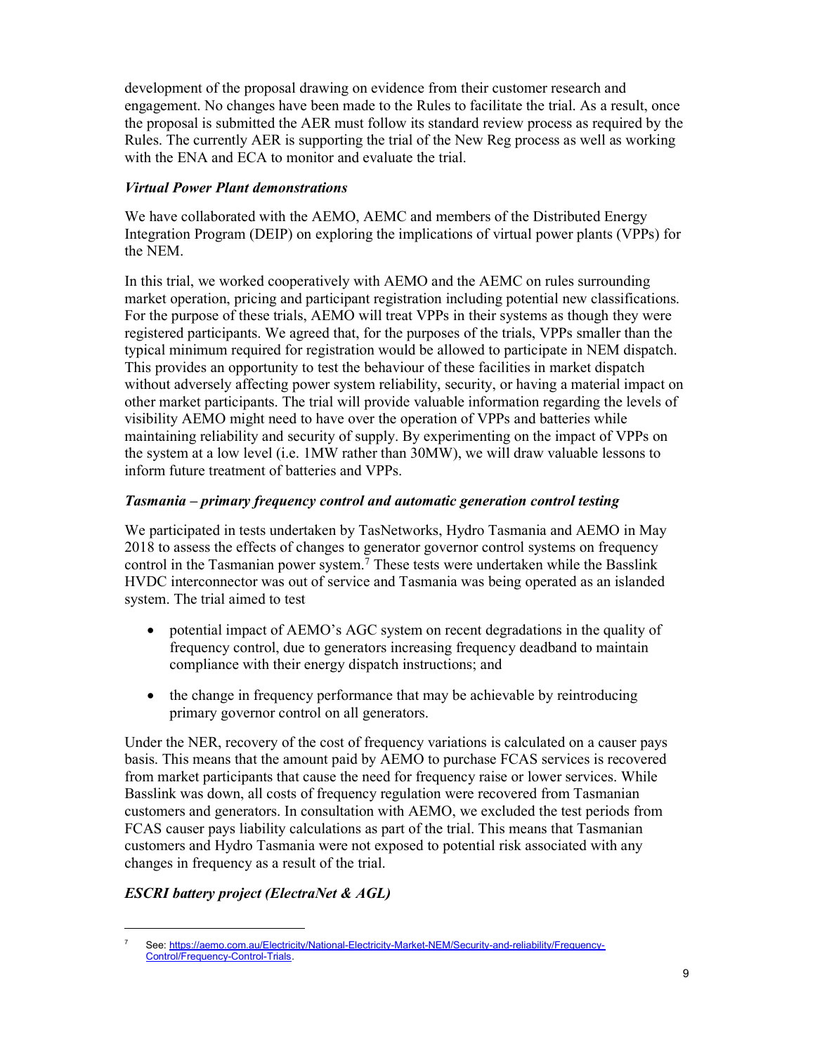development of the proposal drawing on evidence from their customer research and engagement. No changes have been made to the Rules to facilitate the trial. As a result, once the proposal is submitted the AER must follow its standard review process as required by the Rules. The currently AER is supporting the trial of the New Reg process as well as working with the ENA and ECA to monitor and evaluate the trial.

***Virtual Power Plant demonstrations***

We have collaborated with the AEMO, AEMC and members of the Distributed Energy Integration Program (DEIP) on exploring the implications of virtual power plants (VPPs) for the NEM.

In this trial, we worked cooperatively with AEMO and the AEMC on rules surrounding market operation, pricing and participant registration including potential new classifications. For the purpose of these trials, AEMO will treat VPPs in their systems as though they were registered participants. We agreed that, for the purposes of the trials, VPPs smaller than the typical minimum required for registration would be allowed to participate in NEM dispatch. This provides an opportunity to test the behaviour of these facilities in market dispatch without adversely affecting power system reliability, security, or having a material impact on other market participants. The trial will provide valuable information regarding the levels of visibility AEMO might need to have over the operation of VPPs and batteries while maintaining reliability and security of supply. By experimenting on the impact of VPPs on the system at a low level (i.e. 1MW rather than 30MW), we will draw valuable lessons to inform future treatment of batteries and VPPs.

***Tasmania – primary frequency control and automatic generation control testing***

We participated in tests undertaken by TasNetworks, Hydro Tasmania and AEMO in May 2018 to assess the effects of changes to generator governor control systems on frequency control in the Tasmanian power system.[7] These tests were undertaken while the Basslink HVDC interconnector was out of service and Tasmania was being operated as an islanded system. The trial aimed to test

- potential impact of AEMO's AGC system on recent degradations in the quality of frequency control, due to generators increasing frequency deadband to maintain compliance with their energy dispatch instructions; and
- the change in frequency performance that may be achievable by reintroducing primary governor control on all generators.

Under the NER, recovery of the cost of frequency variations is calculated on a causer pays basis. This means that the amount paid by AEMO to purchase FCAS services is recovered from market participants that cause the need for frequency raise or lower services. While Basslink was down, all costs of frequency regulation were recovered from Tasmanian customers and generators. In consultation with AEMO, we excluded the test periods from FCAS causer pays liability calculations as part of the trial. This means that Tasmanian customers and Hydro Tasmania were not exposed to potential risk associated with any changes in frequency as a result of the trial.

***ESCRI battery project (ElectraNet & AGL)***

[7] See: https://aemo.com.au/Electricity/National-Electricity-Market-NEM/Security-and-reliability/Frequency-Control/Frequency-Control-Trials.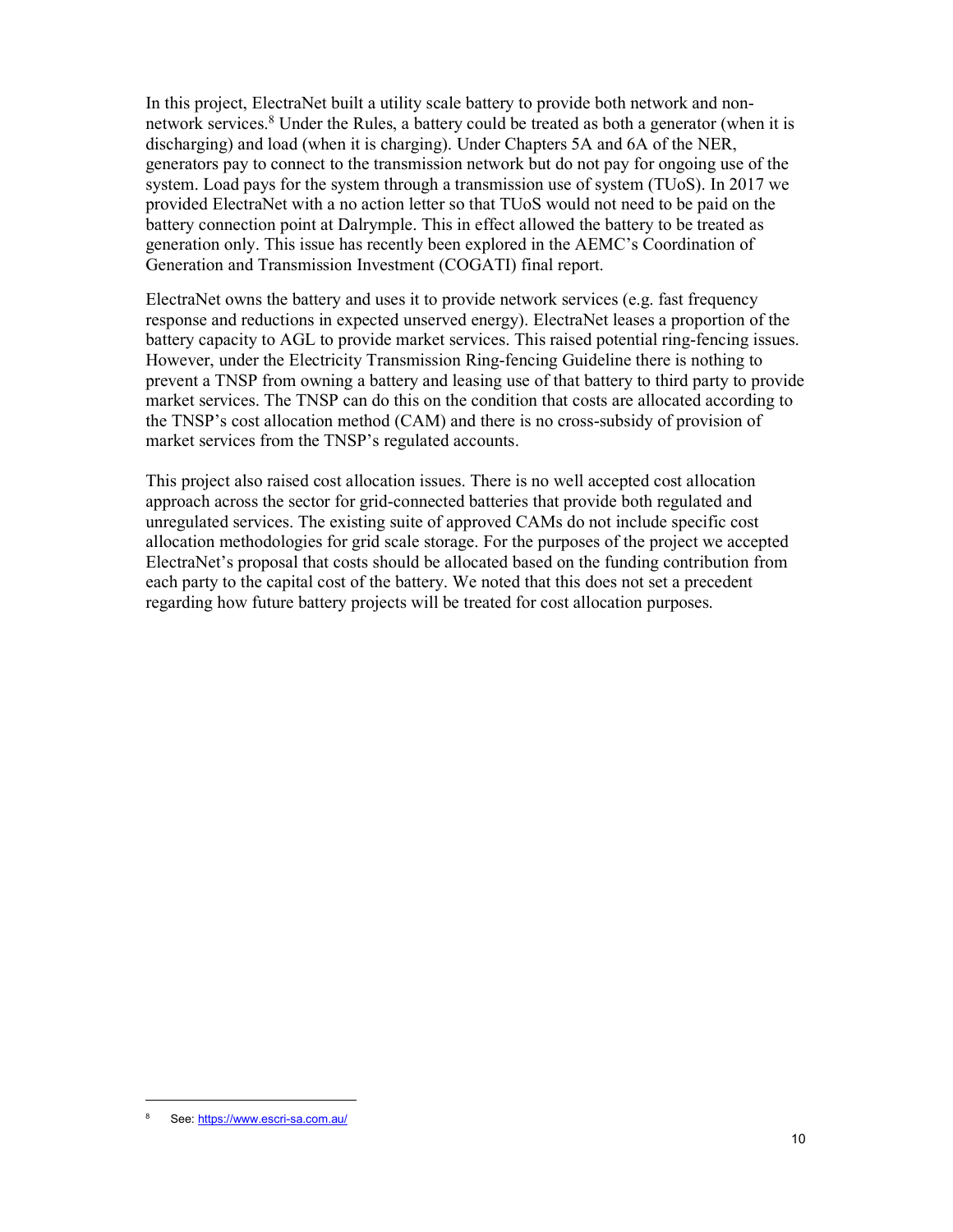In this project, ElectraNet built a utility scale battery to provide both network and non-network services.[8] Under the Rules, a battery could be treated as both a generator (when it is discharging) and load (when it is charging). Under Chapters 5A and 6A of the NER, generators pay to connect to the transmission network but do not pay for ongoing use of the system. Load pays for the system through a transmission use of system (TUoS). In 2017 we provided ElectraNet with a no action letter so that TUoS would not need to be paid on the battery connection point at Dalrymple. This in effect allowed the battery to be treated as generation only. This issue has recently been explored in the AEMC's Coordination of Generation and Transmission Investment (COGATI) final report.

ElectraNet owns the battery and uses it to provide network services (e.g. fast frequency response and reductions in expected unserved energy). ElectraNet leases a proportion of the battery capacity to AGL to provide market services. This raised potential ring-fencing issues. However, under the Electricity Transmission Ring-fencing Guideline there is nothing to prevent a TNSP from owning a battery and leasing use of that battery to third party to provide market services. The TNSP can do this on the condition that costs are allocated according to the TNSP's cost allocation method (CAM) and there is no cross-subsidy of provision of market services from the TNSP's regulated accounts.

This project also raised cost allocation issues. There is no well accepted cost allocation approach across the sector for grid-connected batteries that provide both regulated and unregulated services. The existing suite of approved CAMs do not include specific cost allocation methodologies for grid scale storage. For the purposes of the project we accepted ElectraNet's proposal that costs should be allocated based on the funding contribution from each party to the capital cost of the battery. We noted that this does not set a precedent regarding how future battery projects will be treated for cost allocation purposes.

[8] See: https://www.escri-sa.com.au/